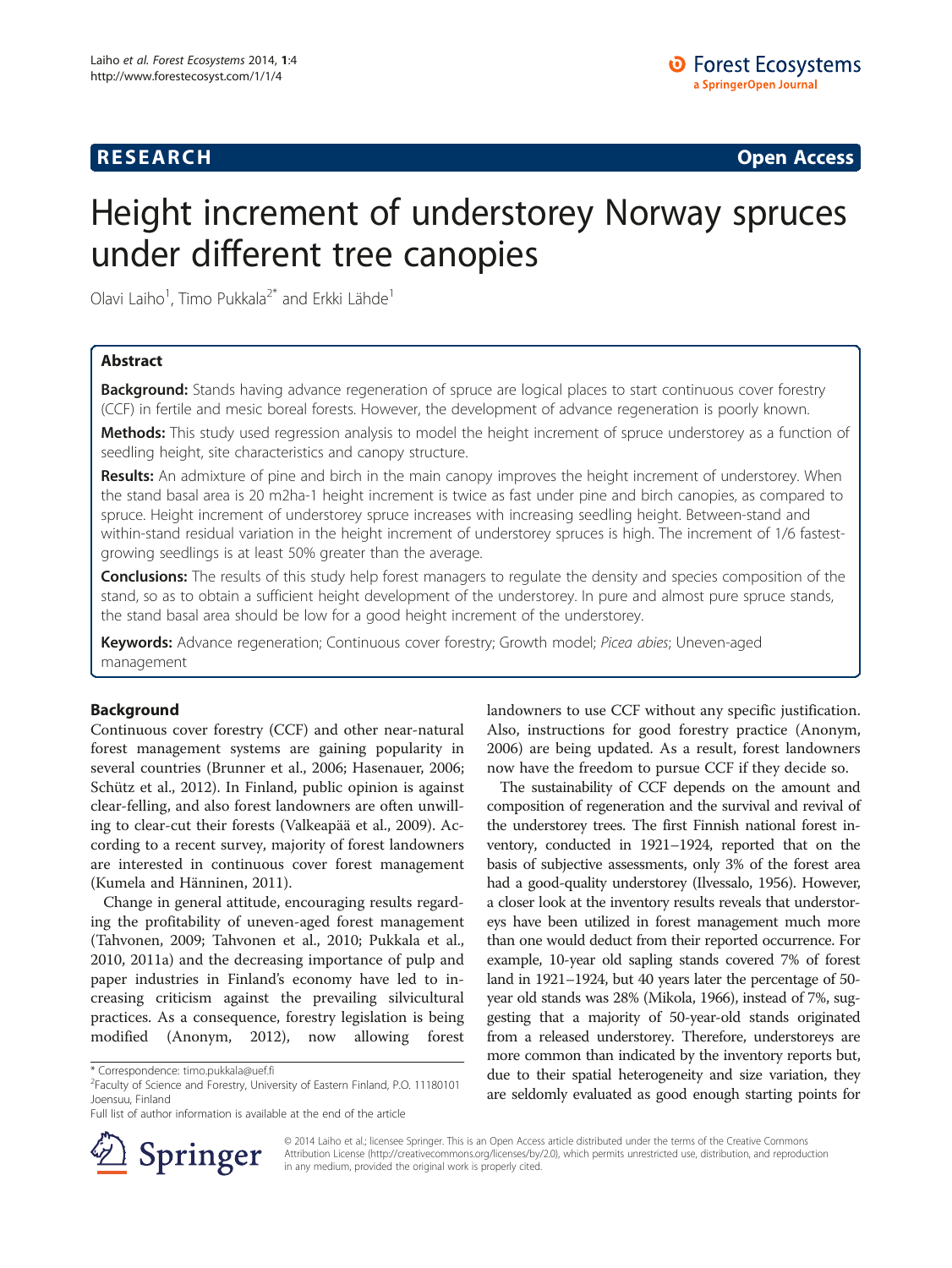**RESEARCH** **Open Access**

# Height increment of understorey Norway spruces under different tree canopies

Olavi Laiho[1], Timo Pukkala[2*] and Erkki Lähde[1]

## Abstract

**Background:** Stands having advance regeneration of spruce are logical places to start continuous cover forestry (CCF) in fertile and mesic boreal forests. However, the development of advance regeneration is poorly known.

**Methods:** This study used regression analysis to model the height increment of spruce understorey as a function of seedling height, site characteristics and canopy structure.

**Results:** An admixture of pine and birch in the main canopy improves the height increment of understorey. When the stand basal area is 20 m2ha-1 height increment is twice as fast under pine and birch canopies, as compared to spruce. Height increment of understorey spruce increases with increasing seedling height. Between-stand and within-stand residual variation in the height increment of understorey spruces is high. The increment of 1/6 fastest-growing seedlings is at least 50% greater than the average.

**Conclusions:** The results of this study help forest managers to regulate the density and species composition of the stand, so as to obtain a sufficient height development of the understorey. In pure and almost pure spruce stands, the stand basal area should be low for a good height increment of the understorey.

**Keywords:** Advance regeneration; Continuous cover forestry; Growth model; *Picea abies*; Uneven-aged management

## Background

Continuous cover forestry (CCF) and other near-natural forest management systems are gaining popularity in several countries (Brunner et al., 2006; Hasenauer, 2006; Schütz et al., 2012). In Finland, public opinion is against clear-felling, and also forest landowners are often unwilling to clear-cut their forests (Valkeapää et al., 2009). According to a recent survey, majority of forest landowners are interested in continuous cover forest management (Kumela and Hänninen, 2011).

Change in general attitude, encouraging results regarding the profitability of uneven-aged forest management (Tahvonen, 2009; Tahvonen et al., 2010; Pukkala et al., 2010, 2011a) and the decreasing importance of pulp and paper industries in Finland's economy have led to increasing criticism against the prevailing silvicultural practices. As a consequence, forestry legislation is being modified (Anonym, 2012), now allowing forest landowners to use CCF without any specific justification. Also, instructions for good forestry practice (Anonym, 2006) are being updated. As a result, forest landowners now have the freedom to pursue CCF if they decide so.

The sustainability of CCF depends on the amount and composition of regeneration and the survival and revival of the understorey trees. The first Finnish national forest inventory, conducted in 1921–1924, reported that on the basis of subjective assessments, only 3% of the forest area had a good-quality understorey (Ilvessalo, 1956). However, a closer look at the inventory results reveals that understoreys have been utilized in forest management much more than one would deduct from their reported occurrence. For example, 10-year old sapling stands covered 7% of forest land in 1921–1924, but 40 years later the percentage of 50-year old stands was 28% (Mikola, 1966), instead of 7%, suggesting that a majority of 50-year-old stands originated from a released understorey. Therefore, understoreys are more common than indicated by the inventory reports but, due to their spatial heterogeneity and size variation, they are seldomly evaluated as good enough starting points for

\* Correspondence: timo.pukkala@uef.fi
[2]Faculty of Science and Forestry, University of Eastern Finland, P.O. 11180101 Joensuu, Finland
Full list of author information is available at the end of the article

© 2014 Laiho et al.; licensee Springer. This is an Open Access article distributed under the terms of the Creative Commons Attribution License (http://creativecommons.org/licenses/by/2.0), which permits unrestricted use, distribution, and reproduction in any medium, provided the original work is properly cited.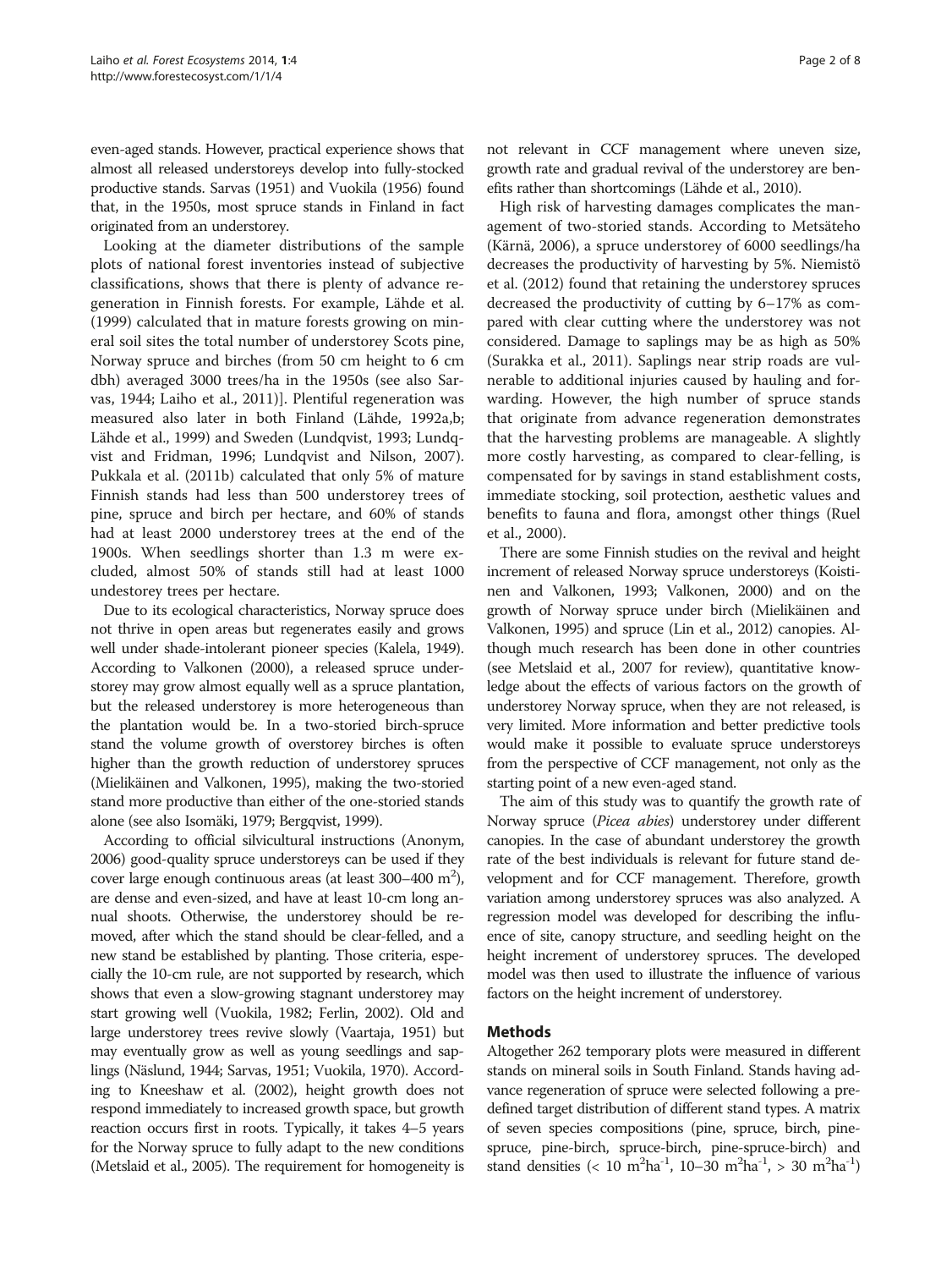even-aged stands. However, practical experience shows that almost all released understoreys develop into fully-stocked productive stands. Sarvas (1951) and Vuokila (1956) found that, in the 1950s, most spruce stands in Finland in fact originated from an understorey.

Looking at the diameter distributions of the sample plots of national forest inventories instead of subjective classifications, shows that there is plenty of advance regeneration in Finnish forests. For example, Lähde et al. (1999) calculated that in mature forests growing on mineral soil sites the total number of understorey Scots pine, Norway spruce and birches (from 50 cm height to 6 cm dbh) averaged 3000 trees/ha in the 1950s (see also Sarvas, 1944; Laiho et al., 2011)]. Plentiful regeneration was measured also later in both Finland (Lähde, 1992a,b; Lähde et al., 1999) and Sweden (Lundqvist, 1993; Lundqvist and Fridman, 1996; Lundqvist and Nilson, 2007). Pukkala et al. (2011b) calculated that only 5% of mature Finnish stands had less than 500 understorey trees of pine, spruce and birch per hectare, and 60% of stands had at least 2000 understorey trees at the end of the 1900s. When seedlings shorter than 1.3 m were excluded, almost 50% of stands still had at least 1000 undestorey trees per hectare.

Due to its ecological characteristics, Norway spruce does not thrive in open areas but regenerates easily and grows well under shade-intolerant pioneer species (Kalela, 1949). According to Valkonen (2000), a released spruce understorey may grow almost equally well as a spruce plantation, but the released understorey is more heterogeneous than the plantation would be. In a two-storied birch-spruce stand the volume growth of overstorey birches is often higher than the growth reduction of understorey spruces (Mielikäinen and Valkonen, 1995), making the two-storied stand more productive than either of the one-storied stands alone (see also Isomäki, 1979; Bergqvist, 1999).

According to official silvicultural instructions (Anonym, 2006) good-quality spruce understoreys can be used if they cover large enough continuous areas (at least 300–400 $m^2$), are dense and even-sized, and have at least 10-cm long annual shoots. Otherwise, the understorey should be removed, after which the stand should be clear-felled, and a new stand be established by planting. Those criteria, especially the 10-cm rule, are not supported by research, which shows that even a slow-growing stagnant understorey may start growing well (Vuokila, 1982; Ferlin, 2002). Old and large understorey trees revive slowly (Vaartaja, 1951) but may eventually grow as well as young seedlings and saplings (Näslund, 1944; Sarvas, 1951; Vuokila, 1970). According to Kneeshaw et al. (2002), height growth does not respond immediately to increased growth space, but growth reaction occurs first in roots. Typically, it takes 4–5 years for the Norway spruce to fully adapt to the new conditions (Metslaid et al., 2005). The requirement for homogeneity is not relevant in CCF management where uneven size, growth rate and gradual revival of the understorey are benefits rather than shortcomings (Lähde et al., 2010).

High risk of harvesting damages complicates the management of two-storied stands. According to Metsäteho (Kärnä, 2006), a spruce understorey of 6000 seedlings/ha decreases the productivity of harvesting by 5%. Niemistö et al. (2012) found that retaining the understorey spruces decreased the productivity of cutting by 6–17% as compared with clear cutting where the understorey was not considered. Damage to saplings may be as high as 50% (Surakka et al., 2011). Saplings near strip roads are vulnerable to additional injuries caused by hauling and forwarding. However, the high number of spruce stands that originate from advance regeneration demonstrates that the harvesting problems are manageable. A slightly more costly harvesting, as compared to clear-felling, is compensated for by savings in stand establishment costs, immediate stocking, soil protection, aesthetic values and benefits to fauna and flora, amongst other things (Ruel et al., 2000).

There are some Finnish studies on the revival and height increment of released Norway spruce understoreys (Koistinen and Valkonen, 1993; Valkonen, 2000) and on the growth of Norway spruce under birch (Mielikäinen and Valkonen, 1995) and spruce (Lin et al., 2012) canopies. Although much research has been done in other countries (see Metslaid et al., 2007 for review), quantitative knowledge about the effects of various factors on the growth of understorey Norway spruce, when they are not released, is very limited. More information and better predictive tools would make it possible to evaluate spruce understoreys from the perspective of CCF management, not only as the starting point of a new even-aged stand.

The aim of this study was to quantify the growth rate of Norway spruce (*Picea abies*) understorey under different canopies. In the case of abundant understorey the growth rate of the best individuals is relevant for future stand development and for CCF management. Therefore, growth variation among understorey spruces was also analyzed. A regression model was developed for describing the influence of site, canopy structure, and seedling height on the height increment of understorey spruces. The developed model was then used to illustrate the influence of various factors on the height increment of understorey.

## Methods

Altogether 262 temporary plots were measured in different stands on mineral soils in South Finland. Stands having advance regeneration of spruce were selected following a predefined target distribution of different stand types. A matrix of seven species compositions (pine, spruce, birch, pine-spruce, pine-birch, spruce-birch, pine-spruce-birch) and stand densities (< 10 $m^2ha^{-1}$, 10–30 $m^2ha^{-1}$, > 30 $m^2ha^{-1}$)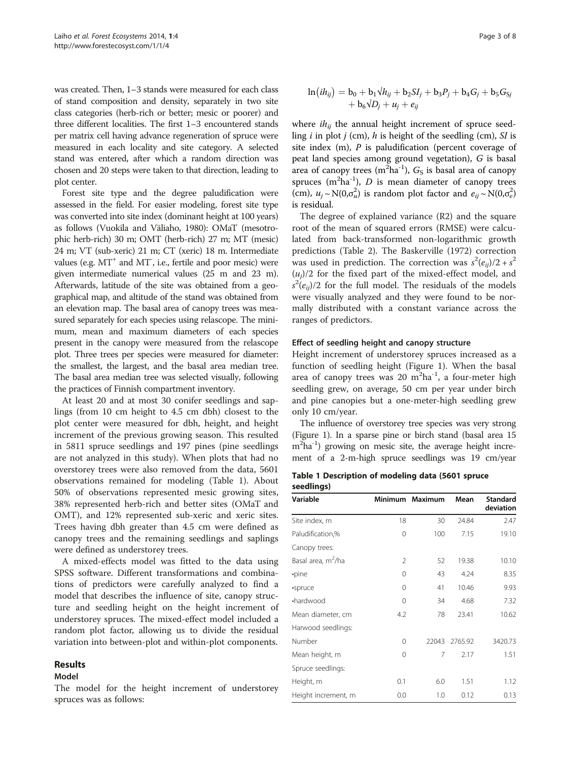was created. Then, 1–3 stands were measured for each class of stand composition and density, separately in two site class categories (herb-rich or better; mesic or poorer) and three different localities. The first 1–3 encountered stands per matrix cell having advance regeneration of spruce were measured in each locality and site category. A selected stand was entered, after which a random direction was chosen and 20 steps were taken to that direction, leading to plot center.

Forest site type and the degree paludification were assessed in the field. For easier modeling, forest site type was converted into site index (dominant height at 100 years) as follows (Vuokila and Väliaho, 1980): OMaT (mesotrophic herb-rich) 30 m; OMT (herb-rich) 27 m; MT (mesic) 24 m; VT (sub-xeric) 21 m; CT (xeric) 18 m. Intermediate values (e.g. $MT^+$ and $MT^-$, i.e., fertile and poor mesic) were given intermediate numerical values (25 m and 23 m). Afterwards, latitude of the site was obtained from a geographical map, and altitude of the stand was obtained from an elevation map. The basal area of canopy trees was measured separately for each species using relascope. The minimum, mean and maximum diameters of each species present in the canopy were measured from the relascope plot. Three trees per species were measured for diameter: the smallest, the largest, and the basal area median tree. The basal area median tree was selected visually, following the practices of Finnish compartment inventory.

At least 20 and at most 30 conifer seedlings and saplings (from 10 cm height to 4.5 cm dbh) closest to the plot center were measured for dbh, height, and height increment of the previous growing season. This resulted in 5811 spruce seedlings and 197 pines (pine seedlings are not analyzed in this study). When plots that had no overstorey trees were also removed from the data, 5601 observations remained for modeling (Table 1). About 50% of observations represented mesic growing sites, 38% represented herb-rich and better sites (OMaT and OMT), and 12% represented sub-xeric and xeric sites. Trees having dbh greater than 4.5 cm were defined as canopy trees and the remaining seedlings and saplings were defined as understorey trees.

A mixed-effects model was fitted to the data using SPSS software. Different transformations and combinations of predictors were carefully analyzed to find a model that describes the influence of site, canopy structure and seedling height on the height increment of understorey spruces. The mixed-effect model included a random plot factor, allowing us to divide the residual variation into between-plot and within-plot components.

## Results

### Model

The model for the height increment of understorey spruces was as follows:

$$\ln(ih_{ij}) = b_0 + b_1\sqrt{h_{ij}} + b_2 SI_j + b_3 P_j + b_4 G_j + b_5 G_{Sj} + b_6\sqrt{D_j} + u_j + e_{ij}$$

where $ih_{ij}$ the annual height increment of spruce seedling $i$ in plot $j$ (cm), $h$ is height of the seedling (cm), $SI$ is site index (m), $P$ is paludification (percent coverage of peat land species among ground vegetation), $G$ is basal area of canopy trees ($m^2ha^{-1}$), $G_S$ is basal area of canopy spruces ($m^2ha^{-1}$), $D$ is mean diameter of canopy trees (cm), $u_j \sim N(0,\sigma_u^2)$ is random plot factor and $e_{ij} \sim N(0,\sigma_e^2)$ is residual.

The degree of explained variance (R2) and the square root of the mean of squared errors (RMSE) were calculated from back-transformed non-logarithmic growth predictions (Table 2). The Baskerville (1972) correction was used in prediction. The correction was $s^2(e_{ij})/2 + s^2(u_j)/2$ for the fixed part of the mixed-effect model, and $s^2(e_{ij})/2$ for the full model. The residuals of the models were visually analyzed and they were found to be normally distributed with a constant variance across the ranges of predictors.

### Effect of seedling height and canopy structure

Height increment of understorey spruces increased as a function of seedling height (Figure 1). When the basal area of canopy trees was 20 $m^2ha^{-1}$, a four-meter high seedling grew, on average, 50 cm per year under birch and pine canopies but a one-meter-high seedling grew only 10 cm/year.

The influence of overstorey tree species was very strong (Figure 1). In a sparse pine or birch stand (basal area 15 $m^2ha^{-1}$) growing on mesic site, the average height increment of a 2-m-high spruce seedlings was 19 cm/year

**Table 1 Description of modeling data (5601 spruce seedlings)**

| Variable | Minimum | Maximum | Mean | Standard deviation |
|---|---|---|---|---|
| Site index, m | 18 | 30 | 24.84 | 2.47 |
| Paludification,% | 0 | 100 | 7.15 | 19.10 |
| Canopy trees: | | | | |
| Basal area, $m^2$/ha | 2 | 52 | 19.38 | 10.10 |
| •pine | 0 | 43 | 4.24 | 8.35 |
| •spruce | 0 | 41 | 10.46 | 9.93 |
| •hardwood | 0 | 34 | 4.68 | 7.32 |
| Mean diameter, cm | 4.2 | 78 | 23.41 | 10.62 |
| Harwood seedlings: | | | | |
| Number | 0 | 22043 | 2765.92 | 3420.73 |
| Mean height, m | 0 | 7 | 2.17 | 1.51 |
| Spruce seedlings: | | | | |
| Height, m | 0.1 | 6.0 | 1.51 | 1.12 |
| Height increment, m | 0.0 | 1.0 | 0.12 | 0.13 |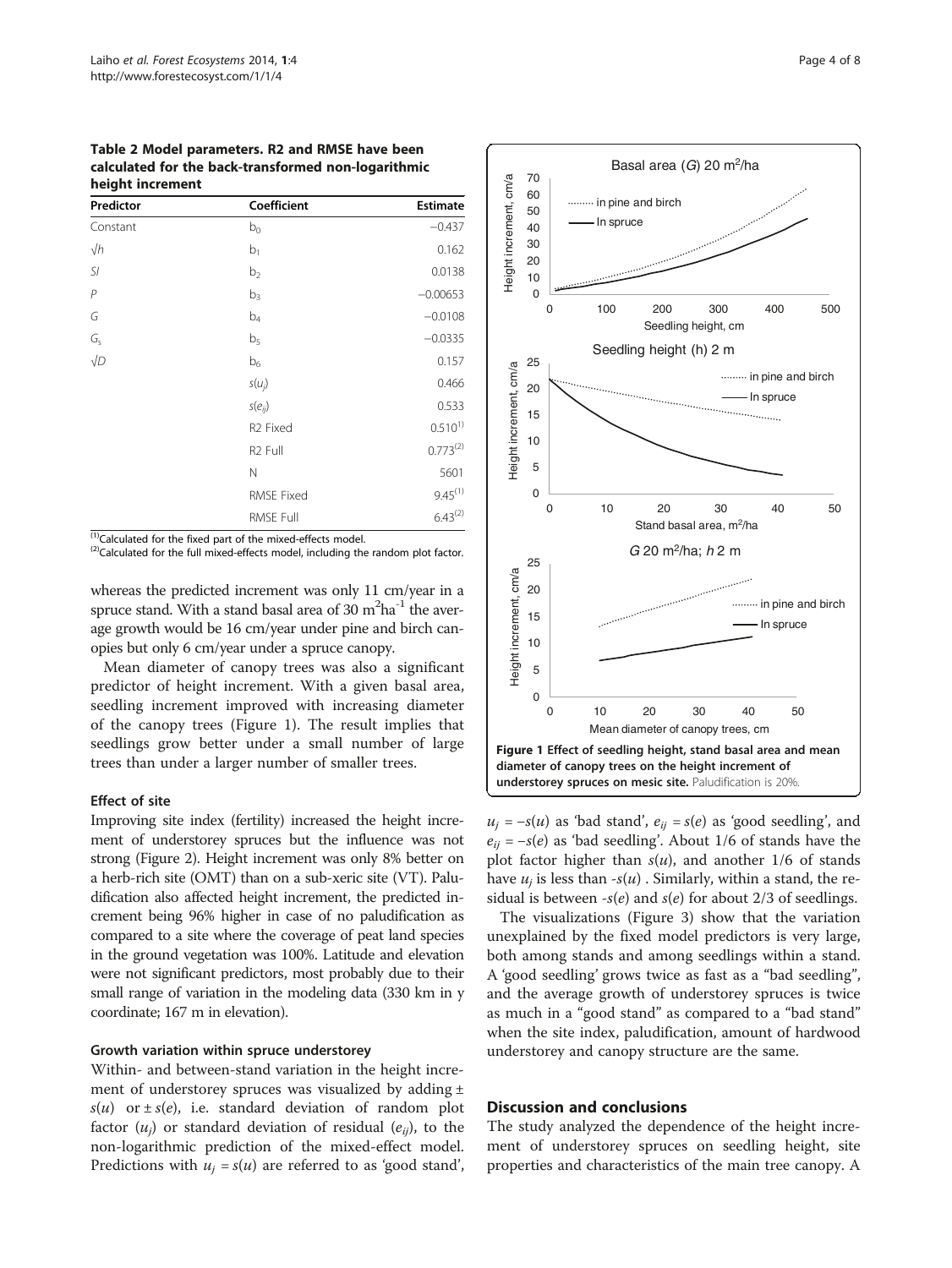**Table 2 Model parameters. R2 and RMSE have been calculated for the back-transformed non-logarithmic height increment**

| Predictor | Coefficient | Estimate |
|---|---|---|
| Constant | $b_0$ | −0.437 |
| $\sqrt{h}$ | $b_1$ | 0.162 |
| *SI* | $b_2$ | 0.0138 |
| *P* | $b_3$ | −0.00653 |
| *G* | $b_4$ | −0.0108 |
| $G_s$ | $b_5$ | −0.0335 |
| $\sqrt{D}$ | $b_6$ | 0.157 |
| | $s(u_j)$ | 0.466 |
| | $s(e_{ij})$ | 0.533 |
| | R2 Fixed | 0.510[1] |
| | R2 Full | 0.773[2] |
| | N | 5601 |
| | RMSE Fixed | 9.45[1] |
| | RMSE Full | 6.43[2] |

[1]Calculated for the fixed part of the mixed-effects model.
[2]Calculated for the full mixed-effects model, including the random plot factor.

whereas the predicted increment was only 11 cm/year in a spruce stand. With a stand basal area of 30 $m^2ha^{-1}$ the average growth would be 16 cm/year under pine and birch canopies but only 6 cm/year under a spruce canopy.

Mean diameter of canopy trees was also a significant predictor of height increment. With a given basal area, seedling increment improved with increasing diameter of the canopy trees (Figure 1). The result implies that seedlings grow better under a small number of large trees than under a larger number of smaller trees.

**Figure 1 Effect of seedling height, stand basal area and mean diameter of canopy trees on the height increment of understorey spruces on mesic site.** Paludification is 20%.

#### Effect of site

Improving site index (fertility) increased the height increment of understorey spruces but the influence was not strong (Figure 2). Height increment was only 8% better on a herb-rich site (OMT) than on a sub-xeric site (VT). Paludification also affected height increment, the predicted increment being 96% higher in case of no paludification as compared to a site where the coverage of peat land species in the ground vegetation was 100%. Latitude and elevation were not significant predictors, most probably due to their small range of variation in the modeling data (330 km in y coordinate; 167 m in elevation).

#### Growth variation within spruce understorey

Within- and between-stand variation in the height increment of understorey spruces was visualized by adding ± $s(u)$ or ± $s(e)$, i.e. standard deviation of random plot factor ($u_j$) or standard deviation of residual ($e_{ij}$), to the non-logarithmic prediction of the mixed-effect model. Predictions with $u_j = s(u)$ are referred to as 'good stand', $u_j = -s(u)$ as 'bad stand', $e_{ij} = s(e)$ as 'good seedling', and $e_{ij} = -s(e)$ as 'bad seedling'. About 1/6 of stands have the plot factor higher than $s(u)$, and another 1/6 of stands have $u_j$ is less than $-s(u)$. Similarly, within a stand, the residual is between $-s(e)$ and $s(e)$ for about 2/3 of seedlings.

The visualizations (Figure 3) show that the variation unexplained by the fixed model predictors is very large, both among stands and among seedlings within a stand. A 'good seedling' grows twice as fast as a "bad seedling", and the average growth of understorey spruces is twice as much in a "good stand" as compared to a "bad stand" when the site index, paludification, amount of hardwood understorey and canopy structure are the same.

## Discussion and conclusions

The study analyzed the dependence of the height increment of understorey spruces on seedling height, site properties and characteristics of the main tree canopy. A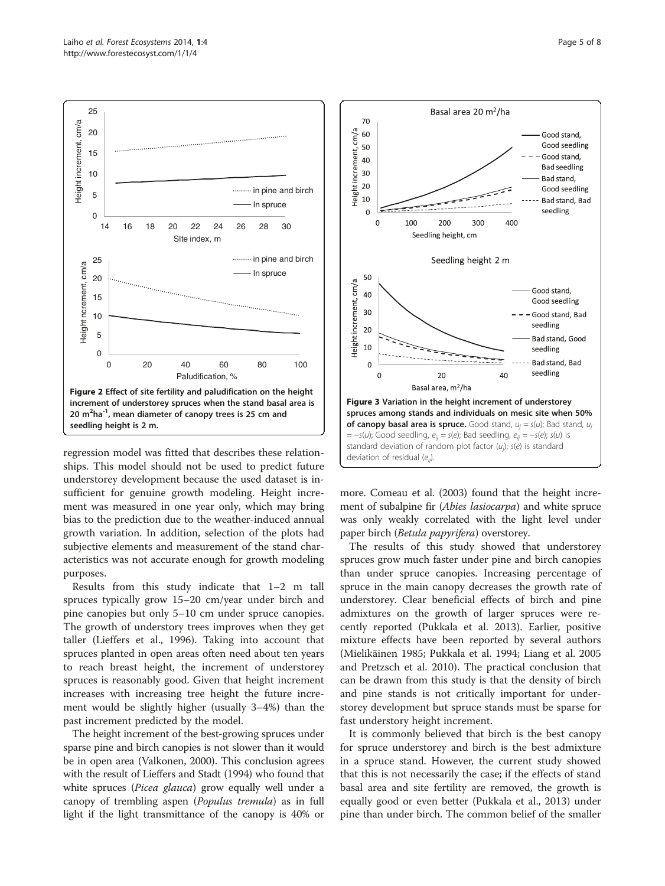Figure 2 Effect of site fertility and paludification on the height increment of understorey spruces when the stand basal area is 20 $m^2ha^{-1}$, mean diameter of canopy trees is 25 cm and seedling height is 2 m.

Figure 3 Variation in the height increment of understorey spruces among stands and individuals on mesic site when 50% of canopy basal area is spruce. Good stand, $u_j = s(u)$; Bad stand, $u_j = -s(u)$; Good seedling, $e_{ij} = s(e)$; Bad seedling, $e_{ij} = -s(e)$; $s(u)$ is standard deviation of random plot factor ($u_j$); $s(e)$ is standard deviation of residual ($e_{ij}$).

regression model was fitted that describes these relationships. This model should not be used to predict future understorey development because the used dataset is insufficient for genuine growth modeling. Height increment was measured in one year only, which may bring bias to the prediction due to the weather-induced annual growth variation. In addition, selection of the plots had subjective elements and measurement of the stand characteristics was not accurate enough for growth modeling purposes.

Results from this study indicate that 1–2 m tall spruces typically grow 15–20 cm/year under birch and pine canopies but only 5–10 cm under spruce canopies. The growth of understory trees improves when they get taller (Lieffers et al., 1996). Taking into account that spruces planted in open areas often need about ten years to reach breast height, the increment of understorey spruces is reasonably good. Given that height increment increases with increasing tree height the future increment would be slightly higher (usually 3–4%) than the past increment predicted by the model.

The height increment of the best-growing spruces under sparse pine and birch canopies is not slower than it would be in open area (Valkonen, 2000). This conclusion agrees with the result of Lieffers and Stadt (1994) who found that white spruces (*Picea glauca*) grow equally well under a canopy of trembling aspen (*Populus tremula*) as in full light if the light transmittance of the canopy is 40% or more. Comeau et al. (2003) found that the height increment of subalpine fir (*Abies lasiocarpa*) and white spruce was only weakly correlated with the light level under paper birch (*Betula papyrifera*) overstorey.

The results of this study showed that understorey spruces grow much faster under pine and birch canopies than under spruce canopies. Increasing percentage of spruce in the main canopy decreases the growth rate of understorey. Clear beneficial effects of birch and pine admixtures on the growth of larger spruces were recently reported (Pukkala et al. 2013). Earlier, positive mixture effects have been reported by several authors (Mielikäinen 1985; Pukkala et al. 1994; Liang et al. 2005 and Pretzsch et al. 2010). The practical conclusion that can be drawn from this study is that the density of birch and pine stands is not critically important for understorey development but spruce stands must be sparse for fast understory height increment.

It is commonly believed that birch is the best canopy for spruce understorey and birch is the best admixture in a spruce stand. However, the current study showed that this is not necessarily the case; if the effects of stand basal area and site fertility are removed, the growth is equally good or even better (Pukkala et al., 2013) under pine than under birch. The common belief of the smaller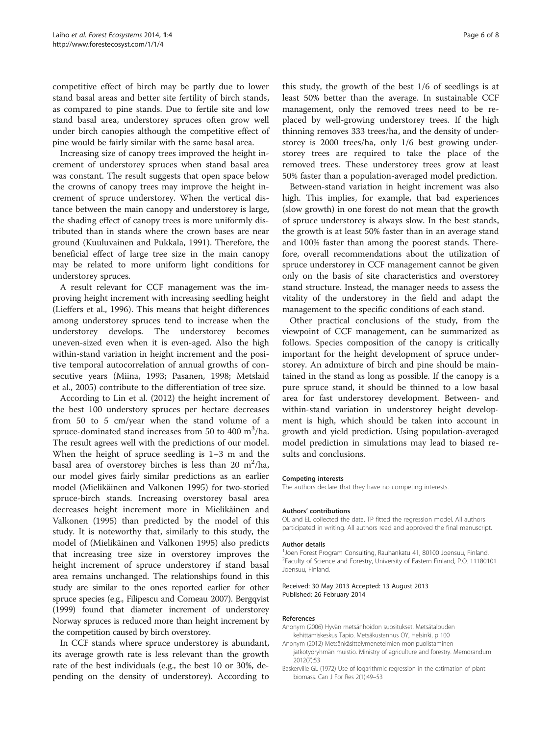competitive effect of birch may be partly due to lower stand basal areas and better site fertility of birch stands, as compared to pine stands. Due to fertile site and low stand basal area, understorey spruces often grow well under birch canopies although the competitive effect of pine would be fairly similar with the same basal area.

Increasing size of canopy trees improved the height increment of understorey spruces when stand basal area was constant. The result suggests that open space below the crowns of canopy trees may improve the height increment of spruce understorey. When the vertical distance between the main canopy and understorey is large, the shading effect of canopy trees is more uniformly distributed than in stands where the crown bases are near ground (Kuuluvainen and Pukkala, 1991). Therefore, the beneficial effect of large tree size in the main canopy may be related to more uniform light conditions for understorey spruces.

A result relevant for CCF management was the improving height increment with increasing seedling height (Lieffers et al., 1996). This means that height differences among understorey spruces tend to increase when the understorey develops. The understorey becomes uneven-sized even when it is even-aged. Also the high within-stand variation in height increment and the positive temporal autocorrelation of annual growths of consecutive years (Miina, 1993; Pasanen, 1998; Metslaid et al., 2005) contribute to the differentiation of tree size.

According to Lin et al. (2012) the height increment of the best 100 understory spruces per hectare decreases from 50 to 5 cm/year when the stand volume of a spruce-dominated stand increases from 50 to 400 $m^3$/ha. The result agrees well with the predictions of our model. When the height of spruce seedling is 1–3 m and the basal area of overstorey birches is less than 20 $m^2$/ha, our model gives fairly similar predictions as an earlier model (Mielikäinen and Valkonen 1995) for two-storied spruce-birch stands. Increasing overstorey basal area decreases height increment more in Mielikäinen and Valkonen (1995) than predicted by the model of this study. It is noteworthy that, similarly to this study, the model of (Mielikäinen and Valkonen 1995) also predicts that increasing tree size in overstorey improves the height increment of spruce understorey if stand basal area remains unchanged. The relationships found in this study are similar to the ones reported earlier for other spruce species (e.g., Filipescu and Comeau 2007). Bergqvist (1999) found that diameter increment of understorey Norway spruces is reduced more than height increment by the competition caused by birch overstorey.

In CCF stands where spruce understorey is abundant, its average growth rate is less relevant than the growth rate of the best individuals (e.g., the best 10 or 30%, depending on the density of understorey). According to this study, the growth of the best 1/6 of seedlings is at least 50% better than the average. In sustainable CCF management, only the removed trees need to be replaced by well-growing understorey trees. If the high thinning removes 333 trees/ha, and the density of understorey is 2000 trees/ha, only 1/6 best growing understorey trees are required to take the place of the removed trees. These understorey trees grow at least 50% faster than a population-averaged model prediction.

Between-stand variation in height increment was also high. This implies, for example, that bad experiences (slow growth) in one forest do not mean that the growth of spruce understorey is always slow. In the best stands, the growth is at least 50% faster than in an average stand and 100% faster than among the poorest stands. Therefore, overall recommendations about the utilization of spruce understorey in CCF management cannot be given only on the basis of site characteristics and overstorey stand structure. Instead, the manager needs to assess the vitality of the understorey in the field and adapt the management to the specific conditions of each stand.

Other practical conclusions of the study, from the viewpoint of CCF management, can be summarized as follows. Species composition of the canopy is critically important for the height development of spruce understorey. An admixture of birch and pine should be maintained in the stand as long as possible. If the canopy is a pure spruce stand, it should be thinned to a low basal area for fast understorey development. Between- and within-stand variation in understorey height development is high, which should be taken into account in growth and yield prediction. Using population-averaged model prediction in simulations may lead to biased results and conclusions.

#### Competing interests

The authors declare that they have no competing interests.

#### Authors' contributions

OL and EL collected the data. TP fitted the regression model. All authors participated in writing. All authors read and approved the final manuscript.

#### Author details

[1]Joen Forest Program Consulting, Rauhankatu 41, 80100 Joensuu, Finland. [2]Faculty of Science and Forestry, University of Eastern Finland, P.O. 11180101 Joensuu, Finland.

Received: 30 May 2013 Accepted: 13 August 2013
Published: 26 February 2014

#### References

Anonym (2006) Hyvän metsänhoidon suositukset. Metsätalouden kehittämiskeskus Tapio. Metsäkustannus OY, Helsinki, p 100

Anonym (2012) Metsänkäsittelymenetelmien monipuolistaminen – jatkotyöryhmän muistio. Ministry of agriculture and forestry. Memorandum 2012(7):53

Baskerville GL (1972) Use of logarithmic regression in the estimation of plant biomass. Can J For Res 2(1):49–53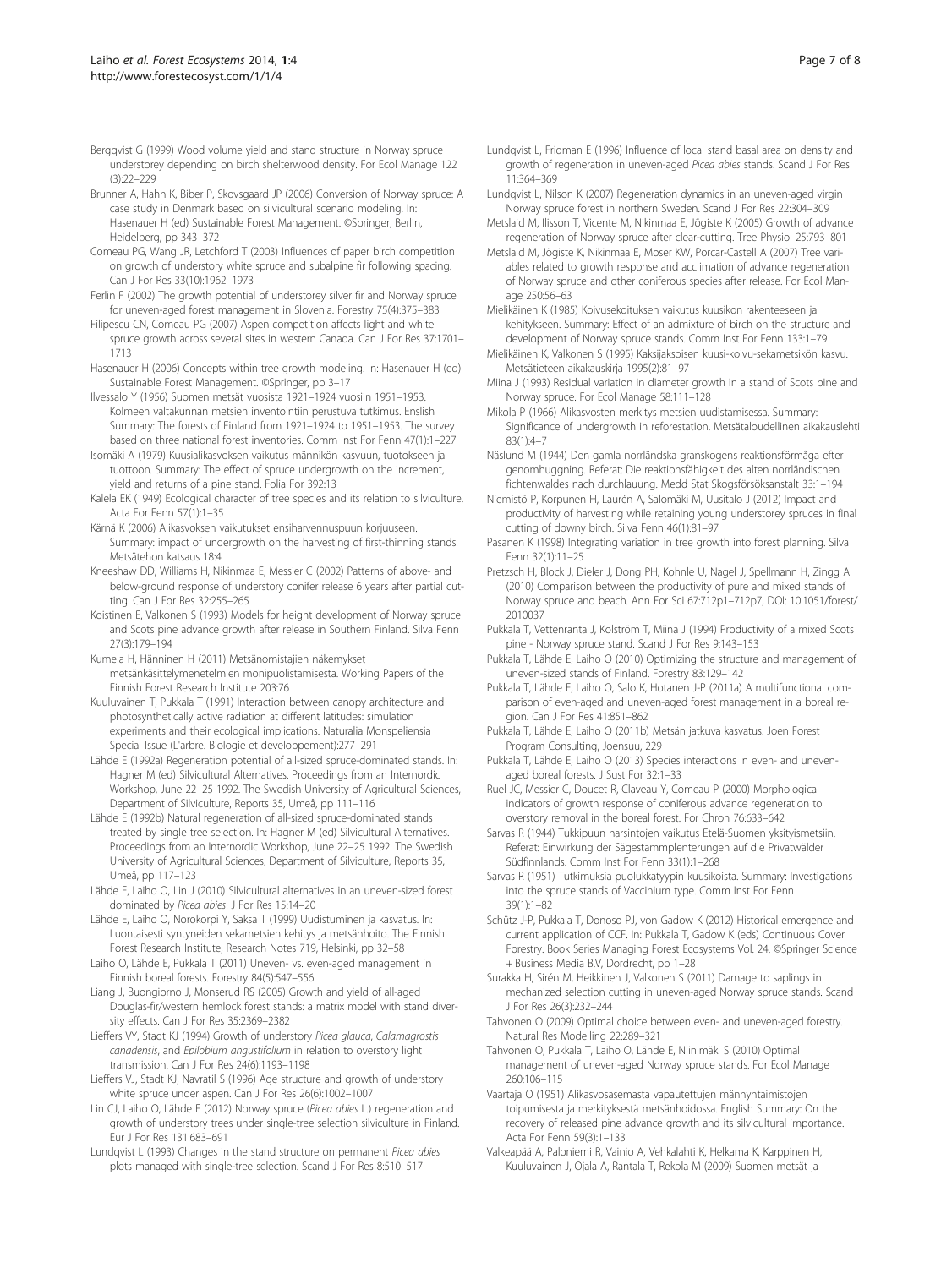Bergqvist G (1999) Wood volume yield and stand structure in Norway spruce understorey depending on birch shelterwood density. For Ecol Manage 122 (3):22–229

Brunner A, Hahn K, Biber P, Skovsgaard JP (2006) Conversion of Norway spruce: A case study in Denmark based on silvicultural scenario modeling. In: Hasenauer H (ed) Sustainable Forest Management. ©Springer, Berlin, Heidelberg, pp 343–372

Comeau PG, Wang JR, Letchford T (2003) Influences of paper birch competition on growth of understory white spruce and subalpine fir following spacing. Can J For Res 33(10):1962–1973

Ferlin F (2002) The growth potential of understorey silver fir and Norway spruce for uneven-aged forest management in Slovenia. Forestry 75(4):375–383

Filipescu CN, Comeau PG (2007) Aspen competition affects light and white spruce growth across several sites in western Canada. Can J For Res 37:1701–1713

Hasenauer H (2006) Concepts within tree growth modeling. In: Hasenauer H (ed) Sustainable Forest Management. ©Springer, pp 3–17

Ilvessalo Y (1956) Suomen metsät vuosista 1921–1924 vuosiin 1951–1953. Kolmeen valtakunnan metsien inventointiin perustuva tutkimus. Enslish Summary: The forests of Finland from 1921–1924 to 1951–1953. The survey based on three national forest inventories. Comm Inst For Fenn 47(1):1–227

Isomäki A (1979) Kuusialikasvoksen vaikutus männikön kasvuun, tuotokseen ja tuottoon. Summary: The effect of spruce undergrowth on the increment, yield and returns of a pine stand. Folia For 392:13

Kalela EK (1949) Ecological character of tree species and its relation to silviculture. Acta For Fenn 57(1):1–35

Kärnä K (2006) Alikasvoksen vaikutukset ensiharvennuspuun korjuuseen. Summary: impact of undergrowth on the harvesting of first-thinning stands. Metsätehon katsaus 18:4

Kneeshaw DD, Williams H, Nikinmaa E, Messier C (2002) Patterns of above- and below-ground response of understory conifer release 6 years after partial cutting. Can J For Res 32:255–265

Koistinen E, Valkonen S (1993) Models for height development of Norway spruce and Scots pine advance growth after release in Southern Finland. Silva Fenn 27(3):179–194

Kumela H, Hänninen H (2011) Metsänomistajien näkemykset metsänkäsittelymenetelmien monipuolistamisesta. Working Papers of the Finnish Forest Research Institute 203:76

Kuuluvainen T, Pukkala T (1991) Interaction between canopy architecture and photosynthetically active radiation at different latitudes: simulation experiments and their ecological implications. Naturalia Monspeliensia Special Issue (L'arbre. Biologie et developpement):277–291

Lähde E (1992a) Regeneration potential of all-sized spruce-dominated stands. In: Hagner M (ed) Silvicultural Alternatives. Proceedings from an Internordic Workshop, June 22–25 1992. The Swedish University of Agricultural Sciences, Department of Silviculture, Reports 35, Umeå, pp 111–116

Lähde E (1992b) Natural regeneration of all-sized spruce-dominated stands treated by single tree selection. In: Hagner M (ed) Silvicultural Alternatives. Proceedings from an Internordic Workshop, June 22–25 1992. The Swedish University of Agricultural Sciences, Department of Silviculture, Reports 35, Umeå, pp 117–123

Lähde E, Laiho O, Lin J (2010) Silvicultural alternatives in an uneven-sized forest dominated by *Picea abies*. J For Res 15:14–20

Lähde E, Laiho O, Norokorpi Y, Saksa T (1999) Uudistuminen ja kasvatus. In: Luontaisesti syntyneiden sekametsien kehitys ja metsänhoito. The Finnish Forest Research Institute, Research Notes 719, Helsinki, pp 32–58

Laiho O, Lähde E, Pukkala T (2011) Uneven- vs. even-aged management in Finnish boreal forests. Forestry 84(5):547–556

Liang J, Buongiorno J, Monserud RS (2005) Growth and yield of all-aged Douglas-fir/western hemlock forest stands: a matrix model with stand diversity effects. Can J For Res 35:2369–2382

Lieffers VY, Stadt KJ (1994) Growth of understory *Picea glauca*, *Calamagrostis canadensis*, and *Epilobium angustifolium* in relation to overstory light transmission. Can J For Res 24(6):1193–1198

Lieffers VJ, Stadt KJ, Navratil S (1996) Age structure and growth of understory white spruce under aspen. Can J For Res 26(6):1002–1007

Lin CJ, Laiho O, Lähde E (2012) Norway spruce (*Picea abies* L.) regeneration and growth of understory trees under single-tree selection silviculture in Finland. Eur J For Res 131:683–691

Lundqvist L (1993) Changes in the stand structure on permanent *Picea abies* plots managed with single-tree selection. Scand J For Res 8:510–517

Lundqvist L, Fridman E (1996) Influence of local stand basal area on density and growth of regeneration in uneven-aged *Picea abies* stands. Scand J For Res 11:364–369

Lundqvist L, Nilson K (2007) Regeneration dynamics in an uneven-aged virgin Norway spruce forest in northern Sweden. Scand J For Res 22:304–309

Metslaid M, Ilisson T, Vicente M, Nikinmaa E, Jõgiste K (2005) Growth of advance regeneration of Norway spruce after clear-cutting. Tree Physiol 25:793–801

Metslaid M, Jõgiste K, Nikinmaa E, Moser KW, Porcar-Castell A (2007) Tree variables related to growth response and acclimation of advance regeneration of Norway spruce and other coniferous species after release. For Ecol Manage 250:56–63

Mielikäinen K (1985) Koivusekoituksen vaikutus kuusikon rakenteeseen ja kehitykseen. Summary: Effect of an admixture of birch on the structure and development of Norway spruce stands. Comm Inst For Fenn 133:1–79

Mielikäinen K, Valkonen S (1995) Kaksijaksoisen kuusi-koivu-sekametsikön kasvu. Metsätieteen aikakauskirja 1995(2):81–97

Miina J (1993) Residual variation in diameter growth in a stand of Scots pine and Norway spruce. For Ecol Manage 58:111–128

Mikola P (1966) Alikasvosten merkitys metsien uudistamisessa. Summary: Significance of undergrowth in reforestation. Metsätaloudellinen aikakauslehti 83(1):4–7

Näslund M (1944) Den gamla norrländska granskogens reaktionsförmåga efter genomhuggning. Referat: Die reaktionsfähigkeit des alten norrländischen fichtenwaldes nach durchlauung. Medd Stat Skogsförsöksanstalt 33:1–194

Niemistö P, Korpunen H, Laurén A, Salomäki M, Uusitalo J (2012) Impact and productivity of harvesting while retaining young understorey spruces in final cutting of downy birch. Silva Fenn 46(1):81–97

Pasanen K (1998) Integrating variation in tree growth into forest planning. Silva Fenn 32(1):11–25

Pretzsch H, Block J, Dieler J, Dong PH, Kohnle U, Nagel J, Spellmann H, Zingg A (2010) Comparison between the productivity of pure and mixed stands of Norway spruce and beach. Ann For Sci 67:712p1–712p7, DOI: 10.1051/forest/2010037

Pukkala T, Vettenranta J, Kolström T, Miina J (1994) Productivity of a mixed Scots pine - Norway spruce stand. Scand J For Res 9:143–153

Pukkala T, Lähde E, Laiho O (2010) Optimizing the structure and management of uneven-sized stands of Finland. Forestry 83:129–142

Pukkala T, Lähde E, Laiho O, Salo K, Hotanen J-P (2011a) A multifunctional comparison of even-aged and uneven-aged forest management in a boreal region. Can J For Res 41:851–862

Pukkala T, Lähde E, Laiho O (2011b) Metsän jatkuva kasvatus. Joen Forest Program Consulting, Joensuu, 229

Pukkala T, Lähde E, Laiho O (2013) Species interactions in even- and uneven-aged boreal forests. J Sust For 32:1–33

Ruel JC, Messier C, Doucet R, Claveau Y, Comeau P (2000) Morphological indicators of growth response of coniferous advance regeneration to overstory removal in the boreal forest. For Chron 76:633–642

Sarvas R (1944) Tukkipuun harsintojen vaikutus Etelä-Suomen yksityismetsiin. Referat: Einwirkung der Sägestammplenterungen auf die Privatwälder Südfinnlands. Comm Inst For Fenn 33(1):1–268

Sarvas R (1951) Tutkimuksia puolukkatyypin kuusikoista. Summary: Investigations into the spruce stands of Vaccinium type. Comm Inst For Fenn 39(1):1–82

Schütz J-P, Pukkala T, Donoso PJ, von Gadow K (2012) Historical emergence and current application of CCF. In: Pukkala T, Gadow K (eds) Continuous Cover Forestry. Book Series Managing Forest Ecosystems Vol. 24. ©Springer Science + Business Media B.V, Dordrecht, pp 1–28

Surakka H, Sirén M, Heikkinen J, Valkonen S (2011) Damage to saplings in mechanized selection cutting in uneven-aged Norway spruce stands. Scand J For Res 26(3):232–244

Tahvonen O (2009) Optimal choice between even- and uneven-aged forestry. Natural Res Modelling 22:289–321

Tahvonen O, Pukkala T, Laiho O, Lähde E, Niinimäki S (2010) Optimal management of uneven-aged Norway spruce stands. For Ecol Manage 260:106–115

Vaartaja O (1951) Alikasvosasemasta vapautettujen männyntaimistojen toipumisesta ja merkityksestä metsänhoidossa. English Summary: On the recovery of released pine advance growth and its silvicultural importance. Acta For Fenn 59(3):1–133

Valkeapää A, Paloniemi R, Vainio A, Vehkalahti K, Helkama K, Karppinen H, Kuuluvainen J, Ojala A, Rantala T, Rekola M (2009) Suomen metsät ja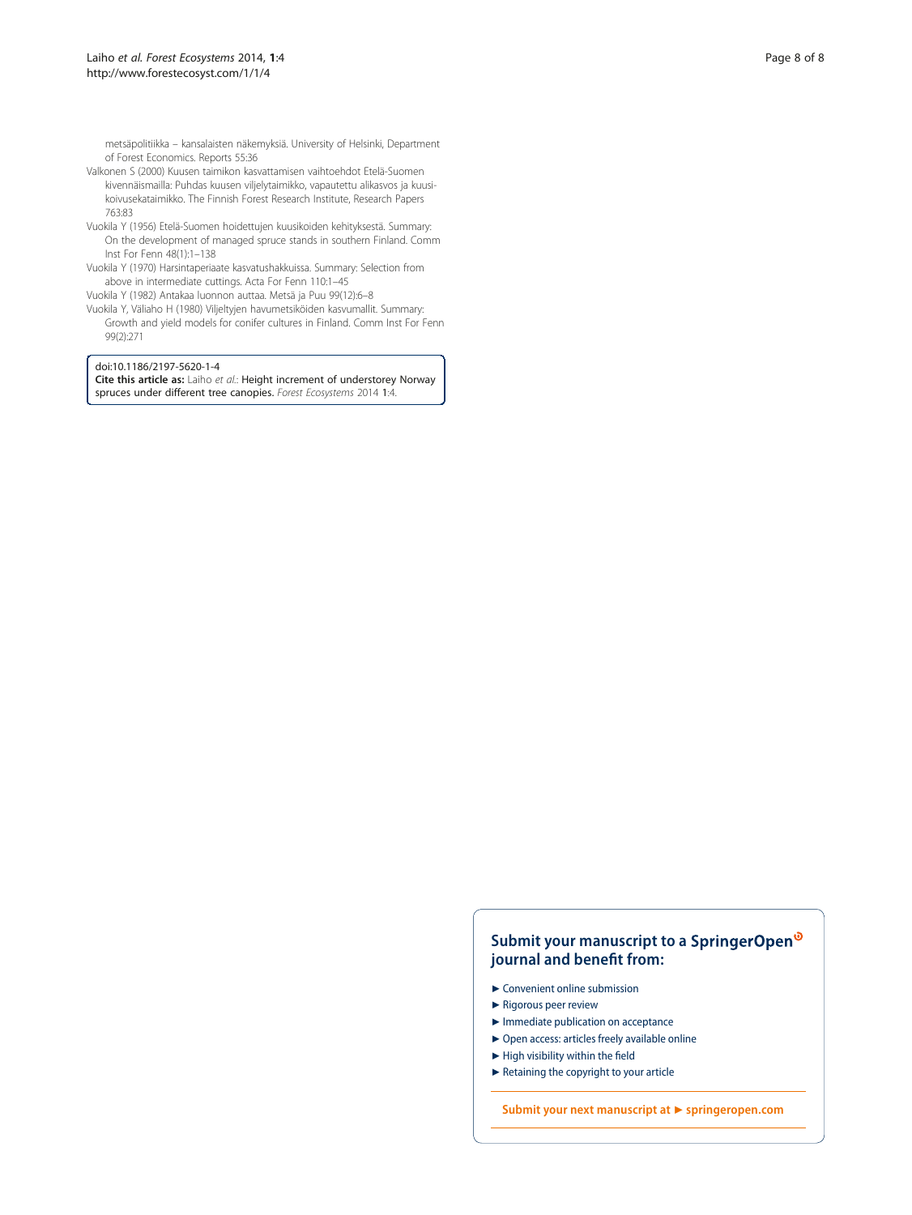metsäpolitiikka – kansalaisten näkemyksiä. University of Helsinki, Department of Forest Economics. Reports 55:36

Valkonen S (2000) Kuusen taimikon kasvattamisen vaihtoehdot Etelä-Suomen kivennäismailla: Puhdas kuusen viljelytaimikko, vapautettu alikasvos ja kuusi-koivusekataimikko. The Finnish Forest Research Institute, Research Papers 763:83

Vuokila Y (1956) Etelä-Suomen hoidettujen kuusikoiden kehityksestä. Summary: On the development of managed spruce stands in southern Finland. Comm Inst For Fenn 48(1):1–138

Vuokila Y (1970) Harsintaperiaate kasvatushakkuissa. Summary: Selection from above in intermediate cuttings. Acta For Fenn 110:1–45

Vuokila Y (1982) Antakaa luonnon auttaa. Metsä ja Puu 99(12):6–8

Vuokila Y, Väliaho H (1980) Viljeltyjen havumetsiköiden kasvumallit. Summary: Growth and yield models for conifer cultures in Finland. Comm Inst For Fenn 99(2):271

doi:10.1186/2197-5620-1-4

**Cite this article as:** Laiho *et al.*: Height increment of understorey Norway spruces under different tree canopies. *Forest Ecosystems* 2014 **1**:4.

**Submit your manuscript to a SpringerOpen journal and benefit from:**

- ► Convenient online submission
- ► Rigorous peer review
- ► Immediate publication on acceptance
- ► Open access: articles freely available online
- ► High visibility within the field
- ► Retaining the copyright to your article

**Submit your next manuscript at ► springeropen.com**